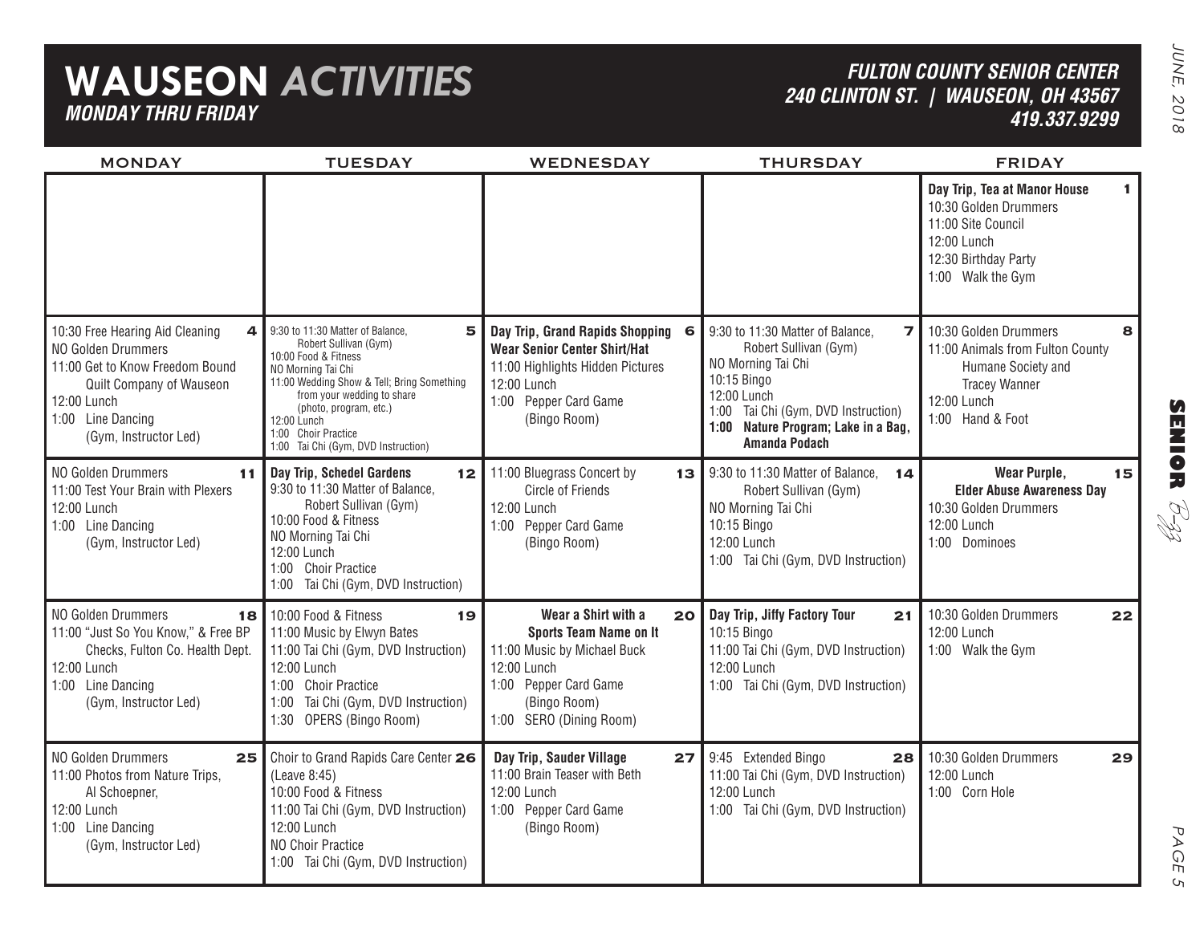# WAUSEON *ACTIVITIES*

***MONDAY THRU FRIDAY***

***FULTON COUNTY SENIOR CENTER***
***240 CLINTON ST. | WAUSEON, OH 43567***
***419.337.9299***

| MONDAY | TUESDAY | WEDNESDAY | THURSDAY | FRIDAY |
|---|---|---|---|---|
| | | | | **1** **Day Trip, Tea at Manor House**<br>10:30 Golden Drummers<br>11:00 Site Council<br>12:00 Lunch<br>12:30 Birthday Party<br>1:00 Walk the Gym |
| **4** 10:30 Free Hearing Aid Cleaning<br>NO Golden Drummers<br>11:00 Get to Know Freedom Bound Quilt Company of Wauseon<br>12:00 Lunch<br>1:00 Line Dancing (Gym, Instructor Led) | **5** 9:30 to 11:30 Matter of Balance, Robert Sullivan (Gym)<br>10:00 Food & Fitness<br>NO Morning Tai Chi<br>11:00 Wedding Show & Tell; Bring Something from your wedding to share (photo, program, etc.)<br>12:00 Lunch<br>1:00 Choir Practice<br>1:00 Tai Chi (Gym, DVD Instruction) | **6** **Day Trip, Grand Rapids Shopping**<br>**Wear Senior Center Shirt/Hat**<br>11:00 Highlights Hidden Pictures<br>12:00 Lunch<br>1:00 Pepper Card Game (Bingo Room) | **7** 9:30 to 11:30 Matter of Balance, Robert Sullivan (Gym)<br>NO Morning Tai Chi<br>10:15 Bingo<br>12:00 Lunch<br>1:00 Tai Chi (Gym, DVD Instruction)<br>**1:00 Nature Program; Lake in a Bag, Amanda Podach** | **8** 10:30 Golden Drummers<br>11:00 Animals from Fulton County Humane Society and Tracey Wanner<br>12:00 Lunch<br>1:00 Hand & Foot |
| **11** NO Golden Drummers<br>11:00 Test Your Brain with Plexers<br>12:00 Lunch<br>1:00 Line Dancing (Gym, Instructor Led) | **12** **Day Trip, Schedel Gardens**<br>9:30 to 11:30 Matter of Balance, Robert Sullivan (Gym)<br>10:00 Food & Fitness<br>NO Morning Tai Chi<br>12:00 Lunch<br>1:00 Choir Practice<br>1:00 Tai Chi (Gym, DVD Instruction) | **13** 11:00 Bluegrass Concert by Circle of Friends<br>12:00 Lunch<br>1:00 Pepper Card Game (Bingo Room) | **14** 9:30 to 11:30 Matter of Balance, Robert Sullivan (Gym)<br>NO Morning Tai Chi<br>10:15 Bingo<br>12:00 Lunch<br>1:00 Tai Chi (Gym, DVD Instruction) | **15** **Wear Purple, Elder Abuse Awareness Day**<br>10:30 Golden Drummers<br>12:00 Lunch<br>1:00 Dominoes |
| **18** NO Golden Drummers<br>11:00 "Just So You Know," & Free BP Checks, Fulton Co. Health Dept.<br>12:00 Lunch<br>1:00 Line Dancing (Gym, Instructor Led) | **19** 10:00 Food & Fitness<br>11:00 Music by Elwyn Bates<br>11:00 Tai Chi (Gym, DVD Instruction)<br>12:00 Lunch<br>1:00 Choir Practice<br>1:00 Tai Chi (Gym, DVD Instruction)<br>1:30 OPERS (Bingo Room) | **20** **Wear a Shirt with a Sports Team Name on It**<br>11:00 Music by Michael Buck<br>12:00 Lunch<br>1:00 Pepper Card Game (Bingo Room)<br>1:00 SERO (Dining Room) | **21** **Day Trip, Jiffy Factory Tour**<br>10:15 Bingo<br>11:00 Tai Chi (Gym, DVD Instruction)<br>12:00 Lunch<br>1:00 Tai Chi (Gym, DVD Instruction) | **22** 10:30 Golden Drummers<br>12:00 Lunch<br>1:00 Walk the Gym |
| **25** NO Golden Drummers<br>11:00 Photos from Nature Trips, Al Schoepner,<br>12:00 Lunch<br>1:00 Line Dancing (Gym, Instructor Led) | **26** Choir to Grand Rapids Care Center (Leave 8:45)<br>10:00 Food & Fitness<br>11:00 Tai Chi (Gym, DVD Instruction)<br>12:00 Lunch<br>NO Choir Practice<br>1:00 Tai Chi (Gym, DVD Instruction) | **27** **Day Trip, Sauder Village**<br>11:00 Brain Teaser with Beth<br>12:00 Lunch<br>1:00 Pepper Card Game (Bingo Room) | **28** 9:45 Extended Bingo<br>11:00 Tai Chi (Gym, DVD Instruction)<br>12:00 Lunch<br>1:00 Tai Chi (Gym, DVD Instruction) | **29** 10:30 Golden Drummers<br>12:00 Lunch<br>1:00 Corn Hole |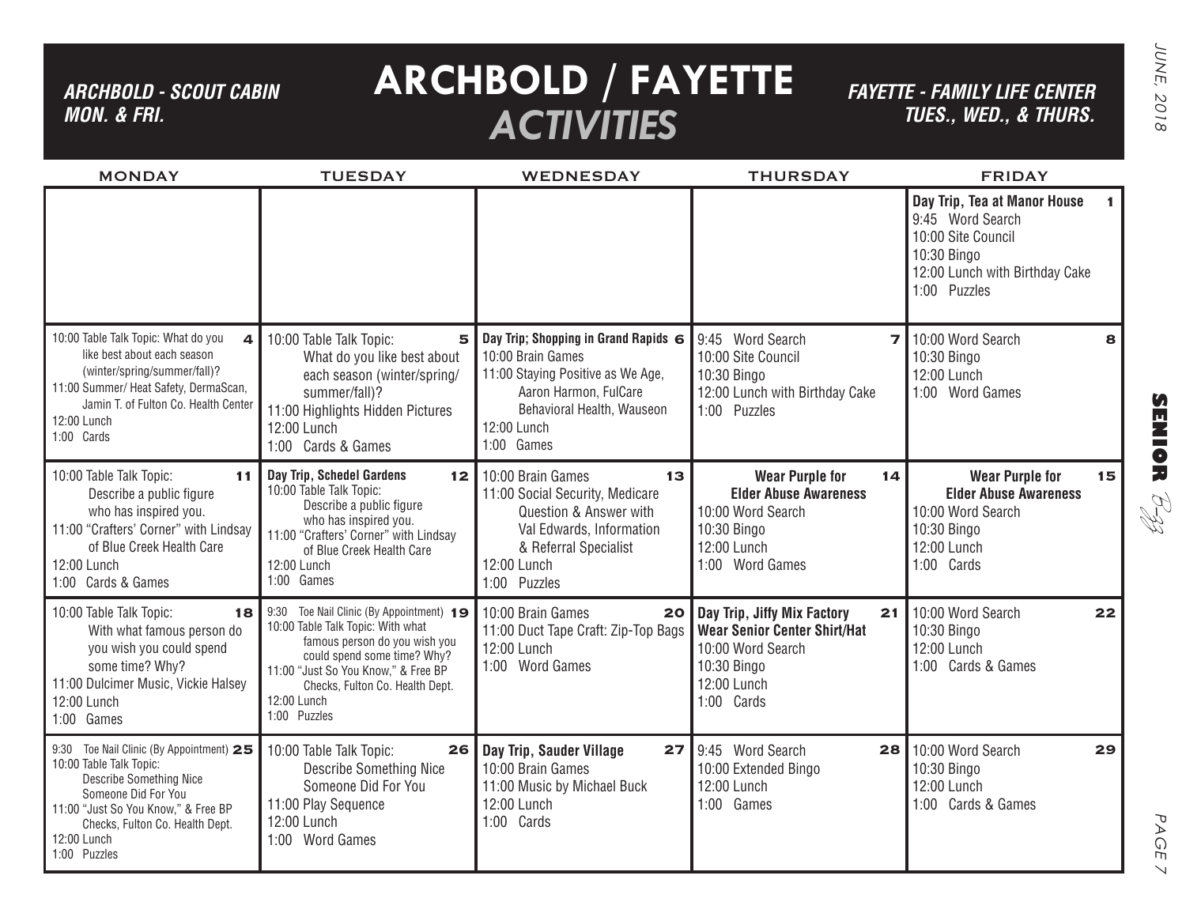*ARCHBOLD - SCOUT CABIN*
*MON. & FRI.*

# ARCHBOLD / FAYETTE *ACTIVITIES*

*FAYETTE - FAMILY LIFE CENTER*
*TUES., WED., & THURS.*

| MONDAY | TUESDAY | WEDNESDAY | THURSDAY | FRIDAY |
|---|---|---|---|---|
| | | | | **1** **Day Trip, Tea at Manor House**<br>9:45 Word Search<br>10:00 Site Council<br>10:30 Bingo<br>12:00 Lunch with Birthday Cake<br>1:00 Puzzles |
| **4** 10:00 Table Talk Topic: What do you like best about each season (winter/spring/summer/fall)?<br>11:00 Summer/ Heat Safety, DermaScan, Jamin T. of Fulton Co. Health Center<br>12:00 Lunch<br>1:00 Cards | **5** 10:00 Table Talk Topic: What do you like best about each season (winter/spring/summer/fall)?<br>11:00 Highlights Hidden Pictures<br>12:00 Lunch<br>1:00 Cards & Games | **6** **Day Trip; Shopping in Grand Rapids**<br>10:00 Brain Games<br>11:00 Staying Positive as We Age, Aaron Harmon, FulCare Behavioral Health, Wauseon<br>12:00 Lunch<br>1:00 Games | **7** 9:45 Word Search<br>10:00 Site Council<br>10:30 Bingo<br>12:00 Lunch with Birthday Cake<br>1:00 Puzzles | **8** 10:00 Word Search<br>10:30 Bingo<br>12:00 Lunch<br>1:00 Word Games |
| **11** 10:00 Table Talk Topic: Describe a public figure who has inspired you.<br>11:00 "Crafters' Corner" with Lindsay of Blue Creek Health Care<br>12:00 Lunch<br>1:00 Cards & Games | **12** **Day Trip, Schedel Gardens**<br>10:00 Table Talk Topic: Describe a public figure who has inspired you.<br>11:00 "Crafters' Corner" with Lindsay of Blue Creek Health Care<br>12:00 Lunch<br>1:00 Games | **13** 10:00 Brain Games<br>11:00 Social Security, Medicare Question & Answer with Val Edwards, Information & Referral Specialist<br>12:00 Lunch<br>1:00 Puzzles | **14** **Wear Purple for Elder Abuse Awareness**<br>10:00 Word Search<br>10:30 Bingo<br>12:00 Lunch<br>1:00 Word Games | **15** **Wear Purple for Elder Abuse Awareness**<br>10:00 Word Search<br>10:30 Bingo<br>12:00 Lunch<br>1:00 Cards |
| **18** 10:00 Table Talk Topic: With what famous person do you wish you could spend some time? Why?<br>11:00 Dulcimer Music, Vickie Halsey<br>12:00 Lunch<br>1:00 Games | **19** 9:30 Toe Nail Clinic (By Appointment)<br>10:00 Table Talk Topic: With what famous person do you wish you could spend some time? Why?<br>11:00 "Just So You Know," & Free BP Checks, Fulton Co. Health Dept.<br>12:00 Lunch<br>1:00 Puzzles | **20** 10:00 Brain Games<br>11:00 Duct Tape Craft: Zip-Top Bags<br>12:00 Lunch<br>1:00 Word Games | **21** **Day Trip, Jiffy Mix Factory**<br>**Wear Senior Center Shirt/Hat**<br>10:00 Word Search<br>10:30 Bingo<br>12:00 Lunch<br>1:00 Cards | **22** 10:00 Word Search<br>10:30 Bingo<br>12:00 Lunch<br>1:00 Cards & Games |
| **25** 9:30 Toe Nail Clinic (By Appointment)<br>10:00 Table Talk Topic: Describe Something Nice Someone Did For You<br>11:00 "Just So You Know," & Free BP Checks, Fulton Co. Health Dept.<br>12:00 Lunch<br>1:00 Puzzles | **26** 10:00 Table Talk Topic: Describe Something Nice Someone Did For You<br>11:00 Play Sequence<br>12:00 Lunch<br>1:00 Word Games | **27** **Day Trip, Sauder Village**<br>10:00 Brain Games<br>11:00 Music by Michael Buck<br>12:00 Lunch<br>1:00 Cards | **28** 9:45 Word Search<br>10:00 Extended Bingo<br>12:00 Lunch<br>1:00 Games | **29** 10:00 Word Search<br>10:30 Bingo<br>12:00 Lunch<br>1:00 Cards & Games |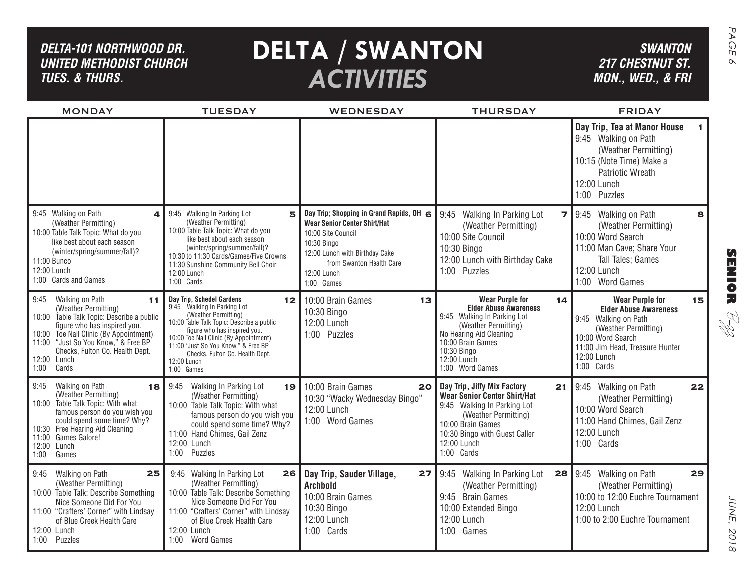*DELTA-101 NORTHWOOD DR.*
*UNITED METHODIST CHURCH*
*TUES. & THURS.*

# DELTA / SWANTON *ACTIVITIES*

*SWANTON*
*217 CHESTNUT ST.*
*MON., WED., & FRI*

| MONDAY | TUESDAY | WEDNESDAY | THURSDAY | FRIDAY |
|---|---|---|---|---|
| | | | | **1** **Day Trip, Tea at Manor House**<br>9:45 Walking on Path (Weather Permitting)<br>10:15 (Note Time) Make a Patriotic Wreath<br>12:00 Lunch<br>1:00 Puzzles |
| **4**<br>9:45 Walking on Path (Weather Permitting)<br>10:00 Table Talk Topic: What do you like best about each season (winter/spring/summer/fall)?<br>11:00 Bunco<br>12:00 Lunch<br>1:00 Cards and Games | **5**<br>9:45 Walking In Parking Lot (Weather Permitting)<br>10:00 Table Talk Topic: What do you like best about each season (winter/spring/summer/fall)?<br>10:30 to 11:30 Cards/Games/Five Crowns<br>11:30 Sunshine Community Bell Choir<br>12:00 Lunch<br>1:00 Cards | **6** **Day Trip; Shopping in Grand Rapids, OH**<br>**Wear Senior Center Shirt/Hat**<br>10:00 Site Council<br>10:30 Bingo<br>12:00 Lunch with Birthday Cake from Swanton Health Care<br>12:00 Lunch<br>1:00 Games | **7**<br>9:45 Walking In Parking Lot (Weather Permitting)<br>10:00 Site Council<br>10:30 Bingo<br>12:00 Lunch with Birthday Cake<br>1:00 Puzzles | **8**<br>9:45 Walking on Path (Weather Permitting)<br>10:00 Word Search<br>11:00 Man Cave; Share Your Tall Tales; Games<br>12:00 Lunch<br>1:00 Word Games |
| **11**<br>9:45 Walking on Path (Weather Permitting)<br>10:00 Table Talk Topic: Describe a public figure who has inspired you.<br>10:00 Toe Nail Clinic (By Appointment)<br>11:00 "Just So You Know," & Free BP Checks, Fulton Co. Health Dept.<br>12:00 Lunch<br>1:00 Cards | **12** **Day Trip, Schedel Gardens**<br>9:45 Walking In Parking Lot (Weather Permitting)<br>10:00 Table Talk Topic: Describe a public figure who has inspired you.<br>10:00 Toe Nail Clinic (By Appointment)<br>11:00 "Just So You Know," & Free BP Checks, Fulton Co. Health Dept.<br>12:00 Lunch<br>1:00 Games | **13**<br>10:00 Brain Games<br>10:30 Bingo<br>12:00 Lunch<br>1:00 Puzzles | **14** **Wear Purple for Elder Abuse Awareness**<br>9:45 Walking In Parking Lot (Weather Permitting)<br>No Hearing Aid Cleaning<br>10:00 Brain Games<br>10:30 Bingo<br>12:00 Lunch<br>1:00 Word Games | **15** **Wear Purple for Elder Abuse Awareness**<br>9:45 Walking on Path (Weather Permitting)<br>10:00 Word Search<br>11:00 Jim Head, Treasure Hunter<br>12:00 Lunch<br>1:00 Cards |
| **18**<br>9:45 Walking on Path (Weather Permitting)<br>10:00 Table Talk Topic: With what famous person do you wish you could spend some time? Why?<br>10:30 Free Hearing Aid Cleaning<br>11:00 Games Galore!<br>12:00 Lunch<br>1:00 Games | **19**<br>9:45 Walking In Parking Lot (Weather Permitting)<br>10:00 Table Talk Topic: With what famous person do you wish you could spend some time? Why?<br>11:00 Hand Chimes, Gail Zenz<br>12:00 Lunch<br>1:00 Puzzles | **20**<br>10:00 Brain Games<br>10:30 "Wacky Wednesday Bingo"<br>12:00 Lunch<br>1:00 Word Games | **21** **Day Trip, Jiffy Mix Factory**<br>**Wear Senior Center Shirt/Hat**<br>9:45 Walking In Parking Lot (Weather Permitting)<br>10:00 Brain Games<br>10:30 Bingo with Guest Caller<br>12:00 Lunch<br>1:00 Cards | **22**<br>9:45 Walking on Path (Weather Permitting)<br>10:00 Word Search<br>11:00 Hand Chimes, Gail Zenz<br>12:00 Lunch<br>1:00 Cards |
| **25**<br>9:45 Walking on Path (Weather Permitting)<br>10:00 Table Talk: Describe Something Nice Someone Did For You<br>11:00 "Crafters' Corner" with Lindsay of Blue Creek Health Care<br>12:00 Lunch<br>1:00 Puzzles | **26**<br>9:45 Walking In Parking Lot (Weather Permitting)<br>10:00 Table Talk: Describe Something Nice Someone Did For You<br>11:00 "Crafters' Corner" with Lindsay of Blue Creek Health Care<br>12:00 Lunch<br>1:00 Word Games | **27** **Day Trip, Sauder Village, Archbold**<br>10:00 Brain Games<br>10:30 Bingo<br>12:00 Lunch<br>1:00 Cards | **28**<br>9:45 Walking In Parking Lot (Weather Permitting)<br>9:45 Brain Games<br>10:00 Extended Bingo<br>12:00 Lunch<br>1:00 Games | **29**<br>9:45 Walking on Path (Weather Permitting)<br>10:00 to 12:00 Euchre Tournament<br>12:00 Lunch<br>1:00 to 2:00 Euchre Tournament |